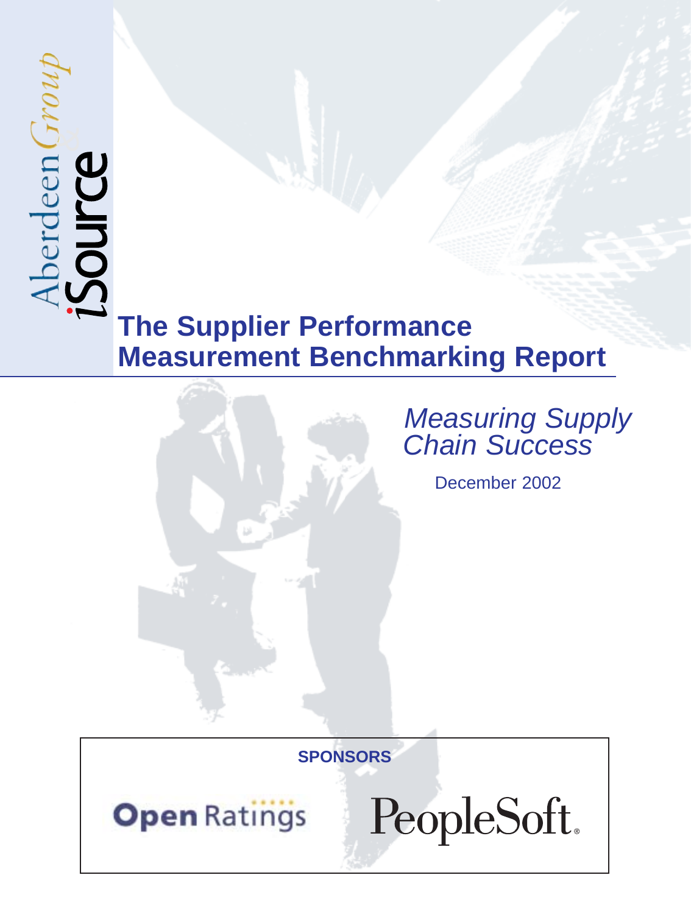Aberdeen Group

iSource

# The Supplier Performance Measurement Benchmarking Report

*Measuring Supply Chain Success*

December 2002

**SPONSORS**

Open Ratings

PeopleSoft.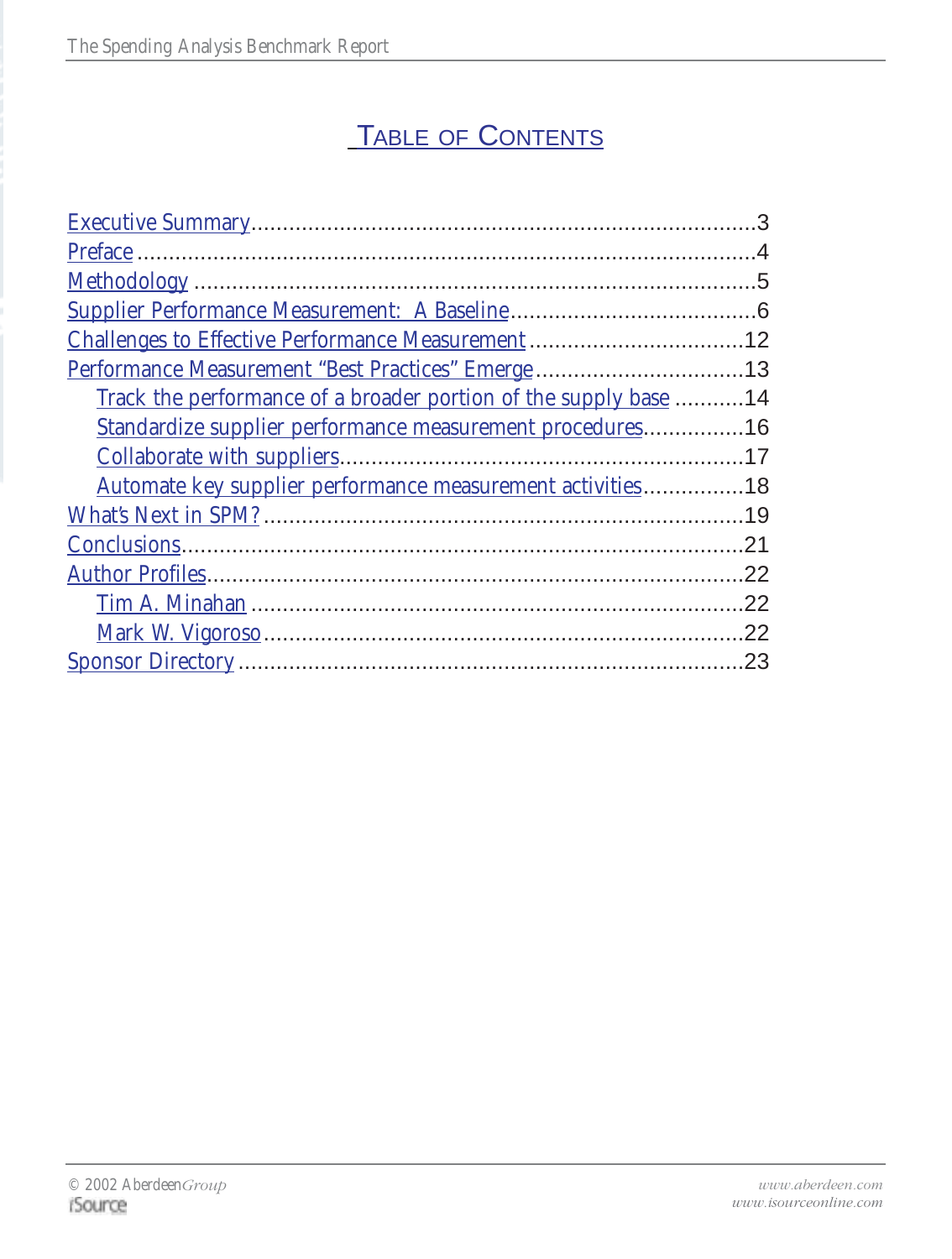# Table of Contents

- Executive Summary ... 3
- Preface ... 4
- Methodology ... 5
- Supplier Performance Measurement: A Baseline ... 6
- Challenges to Effective Performance Measurement ... 12
- Performance Measurement “Best Practices” Emerge ... 13
  - Track the performance of a broader portion of the supply base ... 14
  - Standardize supplier performance measurement procedures ... 16
  - Collaborate with suppliers ... 17
  - Automate key supplier performance measurement activities ... 18
- What’s Next in SPM? ... 19
- Conclusions ... 21
- Author Profiles ... 22
  - Tim A. Minahan ... 22
  - Mark W. Vigoroso ... 22
- Sponsor Directory ... 23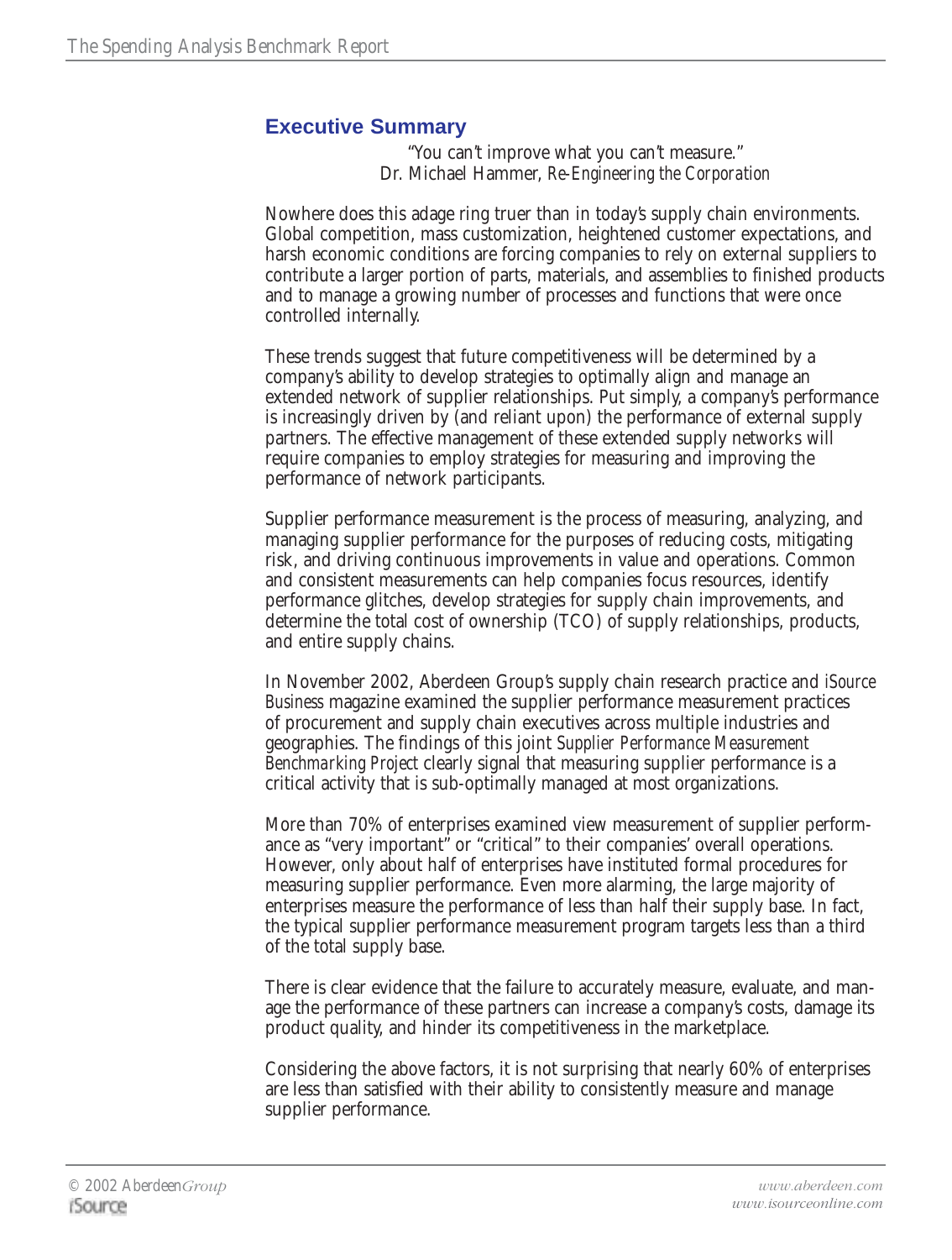## Executive Summary

"You can't improve what you can't measure."
Dr. Michael Hammer, *Re-Engineering the Corporation*

Nowhere does this adage ring truer than in today's supply chain environments. Global competition, mass customization, heightened customer expectations, and harsh economic conditions are forcing companies to rely on external suppliers to contribute a larger portion of parts, materials, and assemblies to finished products and to manage a growing number of processes and functions that were once controlled internally.

These trends suggest that future competitiveness will be determined by a company's ability to develop strategies to optimally align and manage an extended network of supplier relationships. Put simply, a company's performance is increasingly driven by (and reliant upon) the performance of external supply partners. The effective management of these extended supply networks will require companies to employ strategies for measuring and improving the performance of network participants.

Supplier performance measurement is the process of measuring, analyzing, and managing supplier performance for the purposes of reducing costs, mitigating risk, and driving continuous improvements in value and operations. Common and consistent measurements can help companies focus resources, identify performance glitches, develop strategies for supply chain improvements, and determine the total cost of ownership (TCO) of supply relationships, products, and entire supply chains.

In November 2002, Aberdeen Group's supply chain research practice and *iSource Business* magazine examined the supplier performance measurement practices of procurement and supply chain executives across multiple industries and geographies. The findings of this joint *Supplier Performance Measurement Benchmarking Project* clearly signal that measuring supplier performance is a critical activity that is sub-optimally managed at most organizations.

More than 70% of enterprises examined view measurement of supplier performance as "very important" or "critical" to their companies' overall operations. However, only about half of enterprises have instituted formal procedures for measuring supplier performance. Even more alarming, the large majority of enterprises measure the performance of less than half their supply base. In fact, the typical supplier performance measurement program targets less than a third of the total supply base.

There is clear evidence that the failure to accurately measure, evaluate, and manage the performance of these partners can increase a company's costs, damage its product quality, and hinder its competitiveness in the marketplace.

Considering the above factors, it is not surprising that nearly 60% of enterprises are less than satisfied with their ability to consistently measure and manage supplier performance.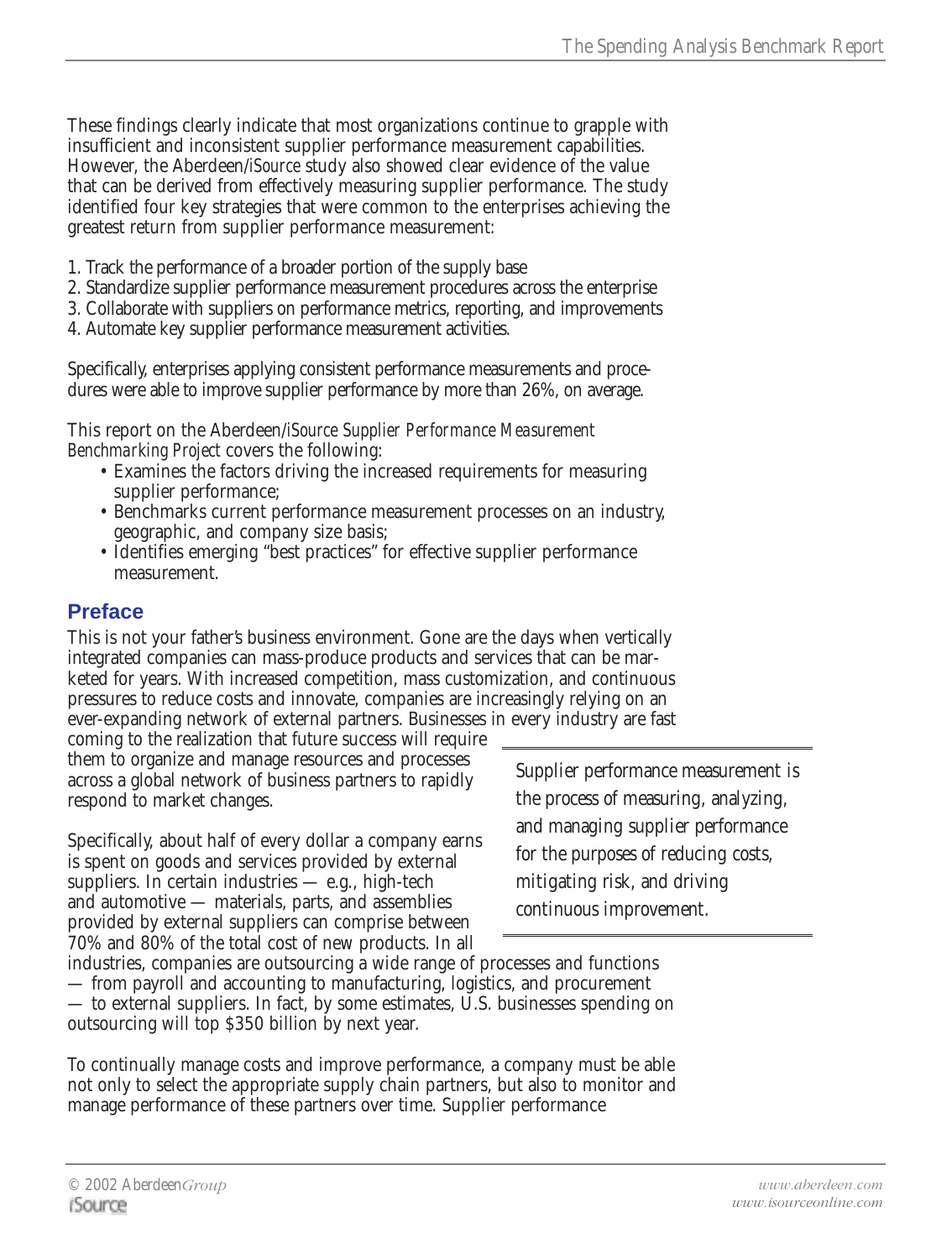These findings clearly indicate that most organizations continue to grapple with insufficient and inconsistent supplier performance measurement capabilities. However, the Aberdeen/*iSource* study also showed clear evidence of the value that can be derived from effectively measuring supplier performance. The study identified four key strategies that were common to the enterprises achieving the greatest return from supplier performance measurement:

1. Track the performance of a broader portion of the supply base
2. Standardize supplier performance measurement procedures across the enterprise
3. Collaborate with suppliers on performance metrics, reporting, and improvements
4. Automate key supplier performance measurement activities.

Specifically, enterprises applying consistent performance measurements and procedures were able to improve supplier performance by more than 26%, on average.

This report on the Aberdeen/*iSource Supplier Performance Measurement Benchmarking Project* covers the following:

- Examines the factors driving the increased requirements for measuring supplier performance;
- Benchmarks current performance measurement processes on an industry, geographic, and company size basis;
- Identifies emerging "best practices" for effective supplier performance measurement.

## Preface

This is not your father's business environment. Gone are the days when vertically integrated companies can mass-produce products and services that can be marketed for years. With increased competition, mass customization, and continuous pressures to reduce costs and innovate, companies are increasingly relying on an ever-expanding network of external partners. Businesses in every industry are fast coming to the realization that future success will require them to organize and manage resources and processes across a global network of business partners to rapidly respond to market changes.

> Supplier performance measurement is the process of measuring, analyzing, and managing supplier performance for the purposes of reducing costs, mitigating risk, and driving continuous improvement.

Specifically, about half of every dollar a company earns is spent on goods and services provided by external suppliers. In certain industries — e.g., high-tech and automotive — materials, parts, and assemblies provided by external suppliers can comprise between 70% and 80% of the total cost of new products. In all industries, companies are outsourcing a wide range of processes and functions — from payroll and accounting to manufacturing, logistics, and procurement — to external suppliers. In fact, by some estimates, U.S. businesses spending on outsourcing will top $350 billion by next year.

To continually manage costs and improve performance, a company must be able not only to select the appropriate supply chain partners, but also to monitor and manage performance of these partners over time. Supplier performance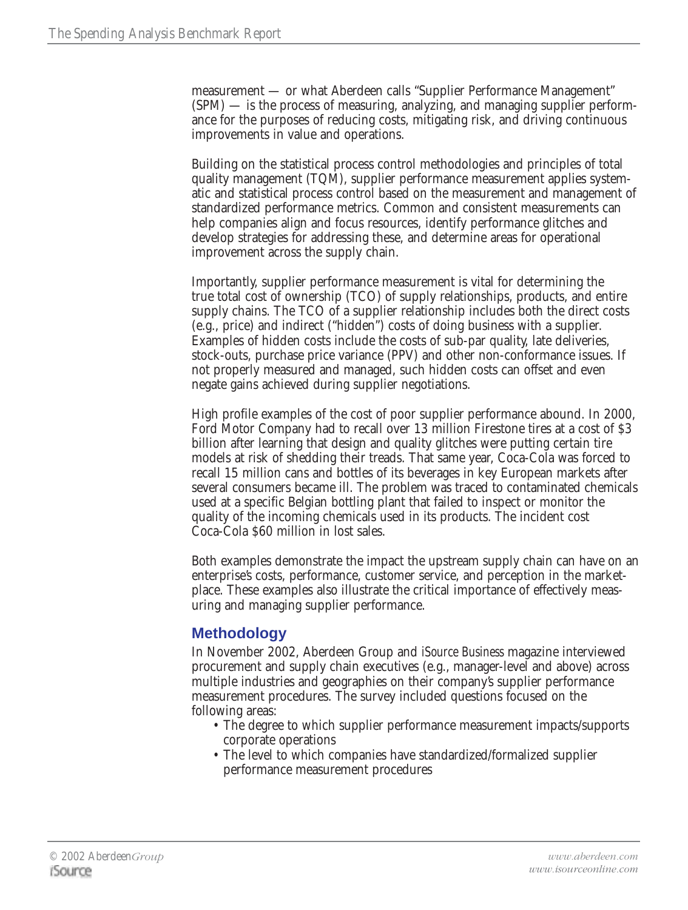measurement — or what Aberdeen calls "Supplier Performance Management" (SPM) — is the process of measuring, analyzing, and managing supplier performance for the purposes of reducing costs, mitigating risk, and driving continuous improvements in value and operations.

Building on the statistical process control methodologies and principles of total quality management (TQM), supplier performance measurement applies systematic and statistical process control based on the measurement and management of standardized performance metrics. Common and consistent measurements can help companies align and focus resources, identify performance glitches and develop strategies for addressing these, and determine areas for operational improvement across the supply chain.

Importantly, supplier performance measurement is vital for determining the true total cost of ownership (TCO) of supply relationships, products, and entire supply chains. The TCO of a supplier relationship includes both the direct costs (e.g., price) and indirect ("hidden") costs of doing business with a supplier. Examples of hidden costs include the costs of sub-par quality, late deliveries, stock-outs, purchase price variance (PPV) and other non-conformance issues. If not properly measured and managed, such hidden costs can offset and even negate gains achieved during supplier negotiations.

High profile examples of the cost of poor supplier performance abound. In 2000, Ford Motor Company had to recall over 13 million Firestone tires at a cost of $3 billion after learning that design and quality glitches were putting certain tire models at risk of shedding their treads. That same year, Coca-Cola was forced to recall 15 million cans and bottles of its beverages in key European markets after several consumers became ill. The problem was traced to contaminated chemicals used at a specific Belgian bottling plant that failed to inspect or monitor the quality of the incoming chemicals used in its products. The incident cost Coca-Cola $60 million in lost sales.

Both examples demonstrate the impact the upstream supply chain can have on an enterprise's costs, performance, customer service, and perception in the marketplace. These examples also illustrate the critical importance of effectively measuring and managing supplier performance.

## Methodology

In November 2002, Aberdeen Group and *iSource Business* magazine interviewed procurement and supply chain executives (e.g., manager-level and above) across multiple industries and geographies on their company's supplier performance measurement procedures. The survey included questions focused on the following areas:

- The degree to which supplier performance measurement impacts/supports corporate operations
- The level to which companies have standardized/formalized supplier performance measurement procedures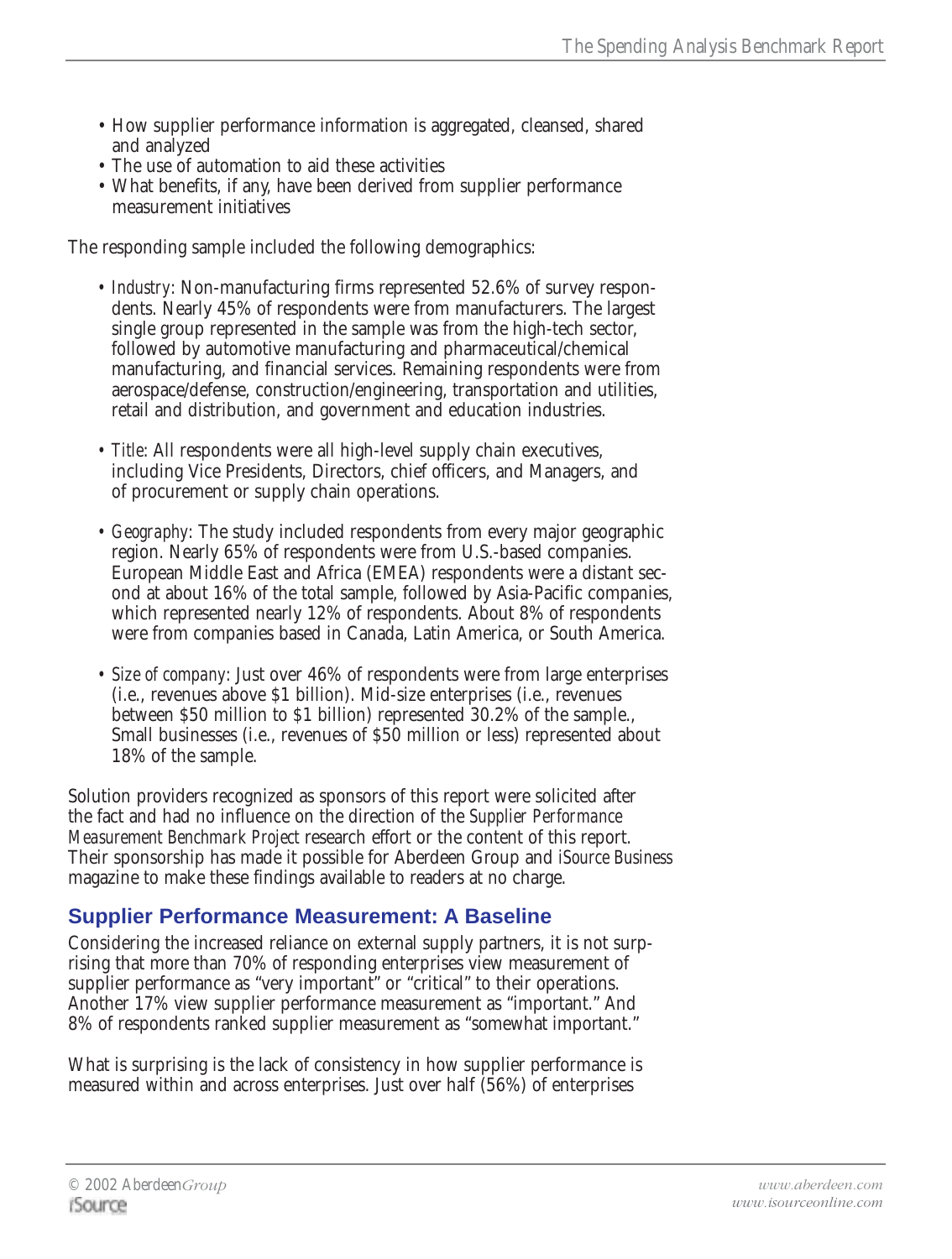- How supplier performance information is aggregated, cleansed, shared and analyzed
- The use of automation to aid these activities
- What benefits, if any, have been derived from supplier performance measurement initiatives

The responding sample included the following demographics:

- *Industry*: Non-manufacturing firms represented 52.6% of survey respondents. Nearly 45% of respondents were from manufacturers. The largest single group represented in the sample was from the high-tech sector, followed by automotive manufacturing and pharmaceutical/chemical manufacturing, and financial services. Remaining respondents were from aerospace/defense, construction/engineering, transportation and utilities, retail and distribution, and government and education industries.

- *Title*: All respondents were all high-level supply chain executives, including Vice Presidents, Directors, chief officers, and Managers, and of procurement or supply chain operations.

- *Geography*: The study included respondents from every major geographic region. Nearly 65% of respondents were from U.S.-based companies. European Middle East and Africa (EMEA) respondents were a distant second at about 16% of the total sample, followed by Asia-Pacific companies, which represented nearly 12% of respondents. About 8% of respondents were from companies based in Canada, Latin America, or South America.

- *Size of company*: Just over 46% of respondents were from large enterprises (i.e., revenues above $1 billion). Mid-size enterprises (i.e., revenues between $50 million to $1 billion) represented 30.2% of the sample., Small businesses (i.e., revenues of $50 million or less) represented about 18% of the sample.

Solution providers recognized as sponsors of this report were solicited after the fact and had no influence on the direction of the *Supplier Performance Measurement Benchmark Project* research effort or the content of this report. Their sponsorship has made it possible for Aberdeen Group and *iSource Business* magazine to make these findings available to readers at no charge.

## Supplier Performance Measurement: A Baseline

Considering the increased reliance on external supply partners, it is not surprising that more than 70% of responding enterprises view measurement of supplier performance as "very important" or "critical" to their operations. Another 17% view supplier performance measurement as "important." And 8% of respondents ranked supplier measurement as "somewhat important."

What is surprising is the lack of consistency in how supplier performance is measured within and across enterprises. Just over half (56%) of enterprises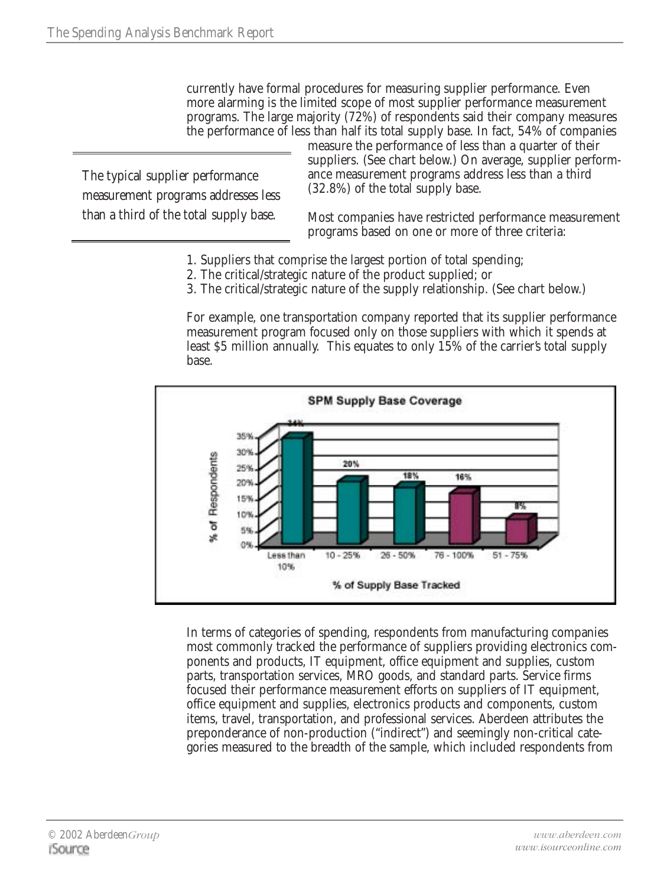currently have formal procedures for measuring supplier performance. Even more alarming is the limited scope of most supplier performance measurement programs. The large majority (72%) of respondents said their company measures the performance of less than half its total supply base. In fact, 54% of companies measure the performance of less than a quarter of their suppliers. (See chart below.) On average, supplier performance measurement programs address less than a third (32.8%) of the total supply base.

> The typical supplier performance measurement programs addresses less than a third of the total supply base.

Most companies have restricted performance measurement programs based on one or more of three criteria:

1. Suppliers that comprise the largest portion of total spending;
2. The critical/strategic nature of the product supplied; or
3. The critical/strategic nature of the supply relationship. (See chart below.)

For example, one transportation company reported that its supplier performance measurement program focused only on those suppliers with which it spends at least $5 million annually. This equates to only 15% of the carrier's total supply base.

**SPM Supply Base Coverage**

| % of Supply Base Tracked | % of Respondents |
|---|---|
| Less than 10% | 34% |
| 10 - 25% | 20% |
| 26 - 50% | 18% |
| 76 - 100% | 16% |
| 51 - 75% | 8% |

In terms of categories of spending, respondents from manufacturing companies most commonly tracked the performance of suppliers providing electronics components and products, IT equipment, office equipment and supplies, custom parts, transportation services, MRO goods, and standard parts. Service firms focused their performance measurement efforts on suppliers of IT equipment, office equipment and supplies, electronics products and components, custom items, travel, transportation, and professional services. Aberdeen attributes the preponderance of non-production ("indirect") and seemingly non-critical categories measured to the breadth of the sample, which included respondents from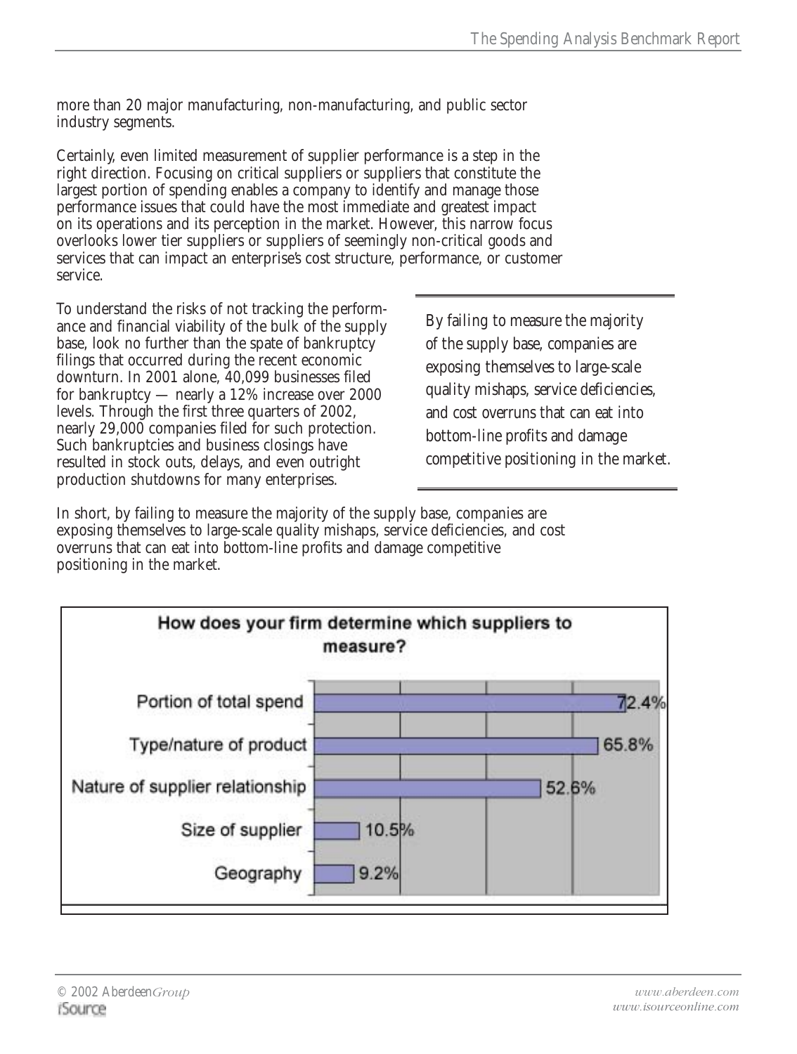more than 20 major manufacturing, non-manufacturing, and public sector industry segments.

Certainly, even limited measurement of supplier performance is a step in the right direction. Focusing on critical suppliers or suppliers that constitute the largest portion of spending enables a company to identify and manage those performance issues that could have the most immediate and greatest impact on its operations and its perception in the market. However, this narrow focus overlooks lower tier suppliers or suppliers of seemingly non-critical goods and services that can impact an enterprise's cost structure, performance, or customer service.

To understand the risks of not tracking the performance and financial viability of the bulk of the supply base, look no further than the spate of bankruptcy filings that occurred during the recent economic downturn. In 2001 alone, 40,099 businesses filed for bankruptcy — nearly a 12% increase over 2000 levels. Through the first three quarters of 2002, nearly 29,000 companies filed for such protection. Such bankruptcies and business closings have resulted in stock outs, delays, and even outright production shutdowns for many enterprises.

> *By failing to measure the majority of the supply base, companies are exposing themselves to large-scale quality mishaps, service deficiencies, and cost overruns that can eat into bottom-line profits and damage competitive positioning in the market.*

In short, by failing to measure the majority of the supply base, companies are exposing themselves to large-scale quality mishaps, service deficiencies, and cost overruns that can eat into bottom-line profits and damage competitive positioning in the market.

**How does your firm determine which suppliers to measure?**

| Criterion | Percentage |
|---|---|
| Portion of total spend | 72.4% |
| Type/nature of product | 65.8% |
| Nature of supplier relationship | 52.6% |
| Size of supplier | 10.5% |
| Geography | 9.2% |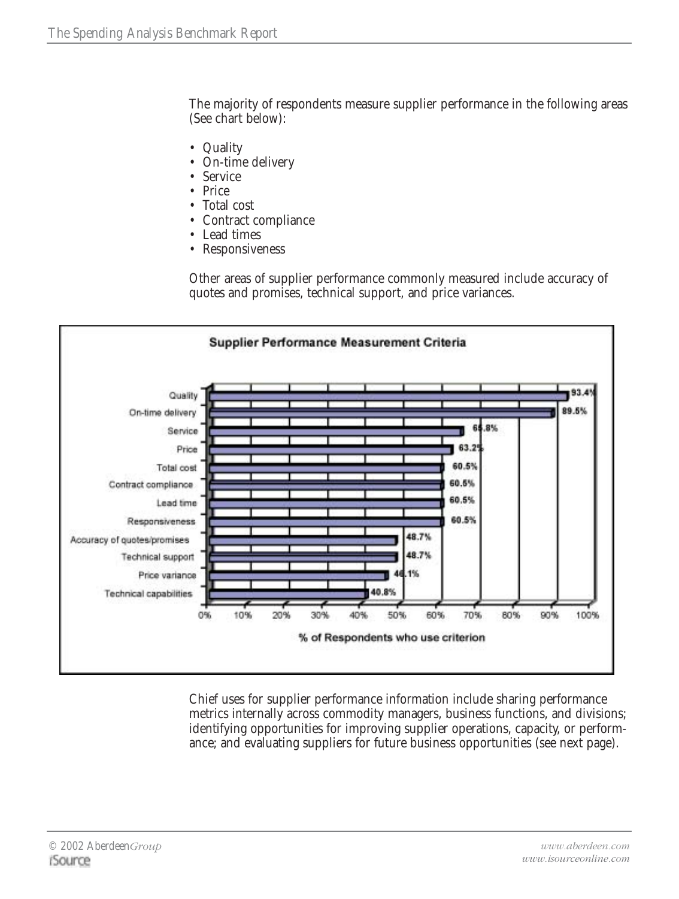The majority of respondents measure supplier performance in the following areas (See chart below):

- Quality
- On-time delivery
- Service
- Price
- Total cost
- Contract compliance
- Lead times
- Responsiveness

Other areas of supplier performance commonly measured include accuracy of quotes and promises, technical support, and price variances.

**Supplier Performance Measurement Criteria**

| Criterion | % of Respondents who use criterion |
| --- | --- |
| Quality | 93.4% |
| On-time delivery | 89.5% |
| Service | 65.8% |
| Price | 63.2% |
| Total cost | 60.5% |
| Contract compliance | 60.5% |
| Lead time | 60.5% |
| Responsiveness | 60.5% |
| Accuracy of quotes/promises | 48.7% |
| Technical support | 48.7% |
| Price variance | 46.1% |
| Technical capabilities | 40.8% |

Chief uses for supplier performance information include sharing performance metrics internally across commodity managers, business functions, and divisions; identifying opportunities for improving supplier operations, capacity, or performance; and evaluating suppliers for future business opportunities (see next page).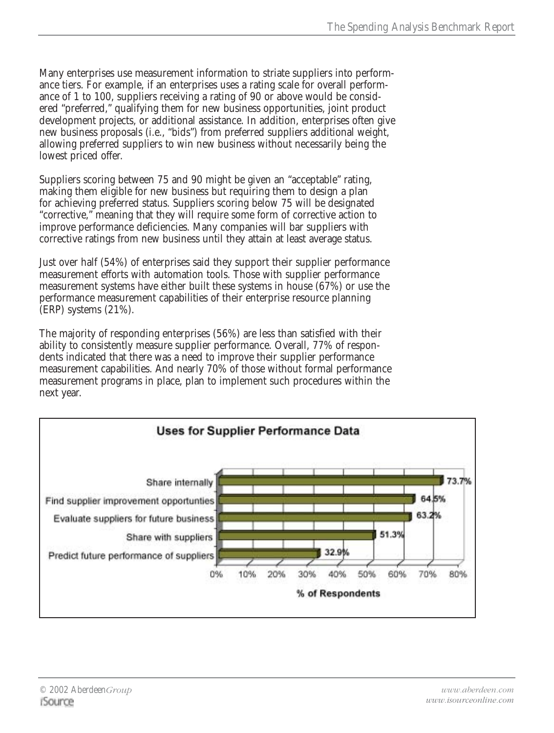Many enterprises use measurement information to striate suppliers into performance tiers. For example, if an enterprises uses a rating scale for overall performance of 1 to 100, suppliers receiving a rating of 90 or above would be considered "preferred," qualifying them for new business opportunities, joint product development projects, or additional assistance. In addition, enterprises often give new business proposals (i.e., "bids") from preferred suppliers additional weight, allowing preferred suppliers to win new business without necessarily being the lowest priced offer.

Suppliers scoring between 75 and 90 might be given an "acceptable" rating, making them eligible for new business but requiring them to design a plan for achieving preferred status. Suppliers scoring below 75 will be designated "corrective," meaning that they will require some form of corrective action to improve performance deficiencies. Many companies will bar suppliers with corrective ratings from new business until they attain at least average status.

Just over half (54%) of enterprises said they support their supplier performance measurement efforts with automation tools. Those with supplier performance measurement systems have either built these systems in house (67%) or use the performance measurement capabilities of their enterprise resource planning (ERP) systems (21%).

The majority of responding enterprises (56%) are less than satisfied with their ability to consistently measure supplier performance. Overall, 77% of respondents indicated that there was a need to improve their supplier performance measurement capabilities. And nearly 70% of those without formal performance measurement programs in place, plan to implement such procedures within the next year.

**Uses for Supplier Performance Data**

| Use | % of Respondents |
| --- | --- |
| Share internally | 73.7% |
| Find supplier improvement opportunties | 64.5% |
| Evaluate suppliers for future business | 63.2% |
| Share with suppliers | 51.3% |
| Predict future performance of suppliers | 32.9% |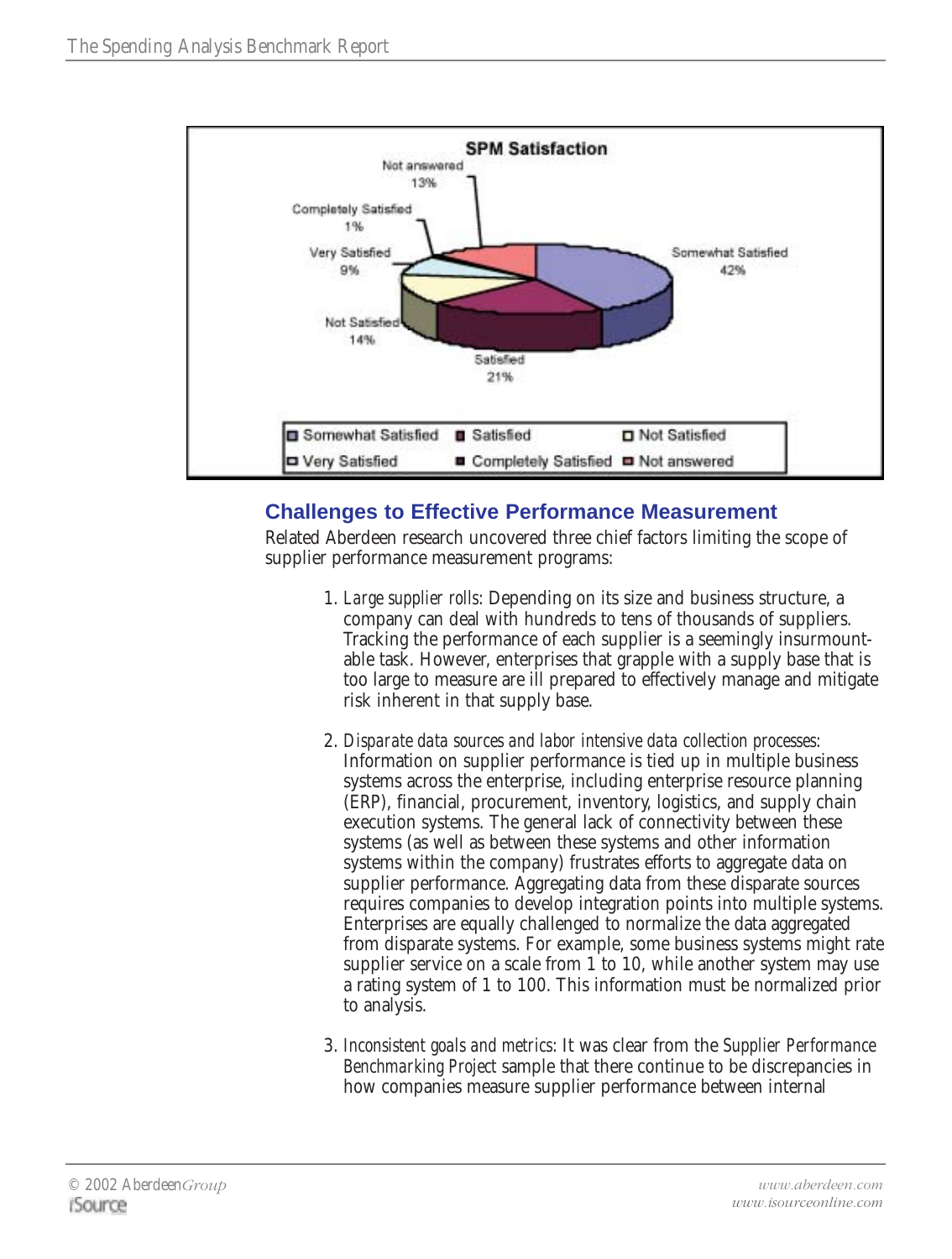## Challenges to Effective Performance Measurement

Related Aberdeen research uncovered three chief factors limiting the scope of supplier performance measurement programs:

1. *Large supplier rolls*: Depending on its size and business structure, a company can deal with hundreds to tens of thousands of suppliers. Tracking the performance of each supplier is a seemingly insurmountable task. However, enterprises that grapple with a supply base that is too large to measure are ill prepared to effectively manage and mitigate risk inherent in that supply base.

2. *Disparate data sources and labor intensive data collection processes*: Information on supplier performance is tied up in multiple business systems across the enterprise, including enterprise resource planning (ERP), financial, procurement, inventory, logistics, and supply chain execution systems. The general lack of connectivity between these systems (as well as between these systems and other information systems within the company) frustrates efforts to aggregate data on supplier performance. Aggregating data from these disparate sources requires companies to develop integration points into multiple systems. Enterprises are equally challenged to normalize the data aggregated from disparate systems. For example, some business systems might rate supplier service on a scale from 1 to 10, while another system may use a rating system of 1 to 100. This information must be normalized prior to analysis.

3. *Inconsistent goals and metrics*: It was clear from the *Supplier Performance Benchmarking Project* sample that there continue to be discrepancies in how companies measure supplier performance between internal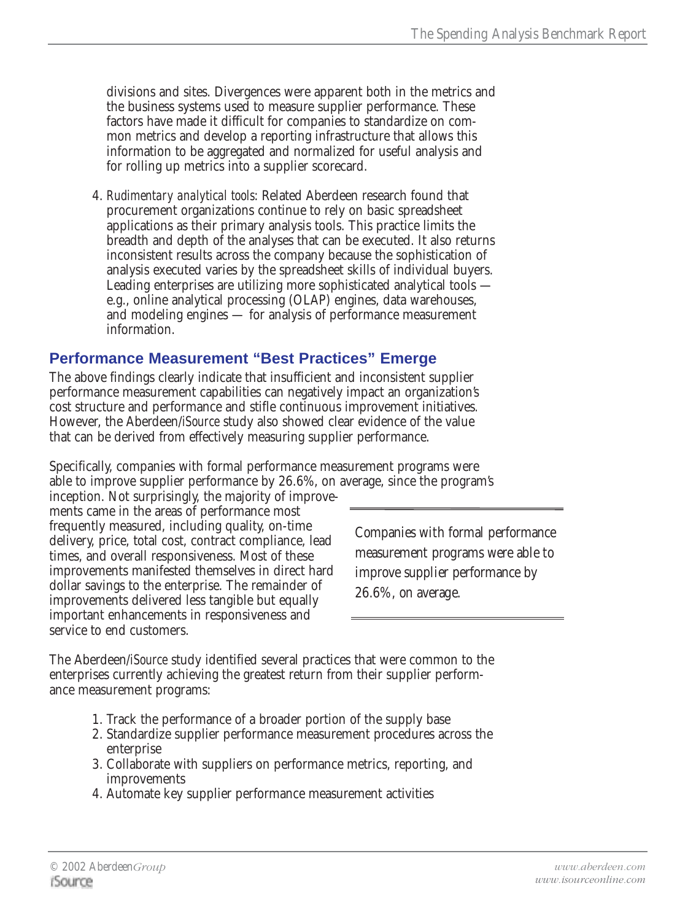divisions and sites. Divergences were apparent both in the metrics and the business systems used to measure supplier performance. These factors have made it difficult for companies to standardize on common metrics and develop a reporting infrastructure that allows this information to be aggregated and normalized for useful analysis and for rolling up metrics into a supplier scorecard.

4. *Rudimentary analytical tools*: Related Aberdeen research found that procurement organizations continue to rely on basic spreadsheet applications as their primary analysis tools. This practice limits the breadth and depth of the analyses that can be executed. It also returns inconsistent results across the company because the sophistication of analysis executed varies by the spreadsheet skills of individual buyers. Leading enterprises are utilizing more sophisticated analytical tools — e.g., online analytical processing (OLAP) engines, data warehouses, and modeling engines — for analysis of performance measurement information.

## Performance Measurement "Best Practices" Emerge

The above findings clearly indicate that insufficient and inconsistent supplier performance measurement capabilities can negatively impact an organization's cost structure and performance and stifle continuous improvement initiatives. However, the Aberdeen/*iSource* study also showed clear evidence of the value that can be derived from effectively measuring supplier performance.

Specifically, companies with formal performance measurement programs were able to improve supplier performance by 26.6%, on average, since the program's inception. Not surprisingly, the majority of improvements came in the areas of performance most frequently measured, including quality, on-time delivery, price, total cost, contract compliance, lead times, and overall responsiveness. Most of these improvements manifested themselves in direct hard dollar savings to the enterprise. The remainder of improvements delivered less tangible but equally important enhancements in responsiveness and service to end customers.

> Companies with formal performance measurement programs were able to improve supplier performance by 26.6%, on average.

The Aberdeen/*iSource* study identified several practices that were common to the enterprises currently achieving the greatest return from their supplier performance measurement programs:

1. Track the performance of a broader portion of the supply base
2. Standardize supplier performance measurement procedures across the enterprise
3. Collaborate with suppliers on performance metrics, reporting, and improvements
4. Automate key supplier performance measurement activities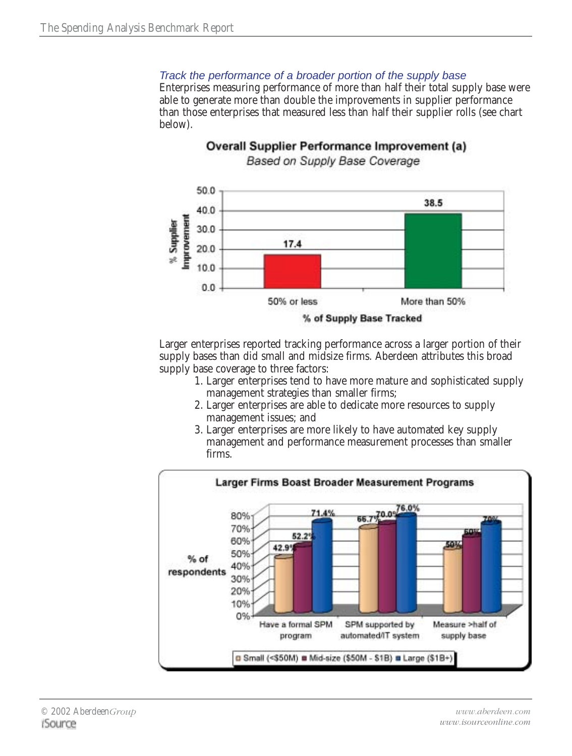### *Track the performance of a broader portion of the supply base*

Enterprises measuring performance of more than half their total supply base were able to generate more than double the improvements in supplier performance than those enterprises that measured less than half their supplier rolls (see chart below).

**Overall Supplier Performance Improvement (a)**
*Based on Supply Base Coverage*

| % of Supply Base Tracked | % Supplier Improvement |
|---|---|
| 50% or less | 17.4 |
| More than 50% | 38.5 |

Larger enterprises reported tracking performance across a larger portion of their supply bases than did small and midsize firms. Aberdeen attributes this broad supply base coverage to three factors:

1. Larger enterprises tend to have more mature and sophisticated supply management strategies than smaller firms;
2. Larger enterprises are able to dedicate more resources to supply management issues; and
3. Larger enterprises are more likely to have automated key supply management and performance measurement processes than smaller firms.

**Larger Firms Boast Broader Measurement Programs**

| % of respondents | Small (<$50M) | Mid-size ($50M - $1B) | Large ($1B+) |
|---|---|---|---|
| Have a formal SPM program | 42.9% | 52.2% | 71.4% |
| SPM supported by automated/IT system | 66.7% | 70.0% | 76.0% |
| Measure >half of supply base | 50% | 60% | 70% |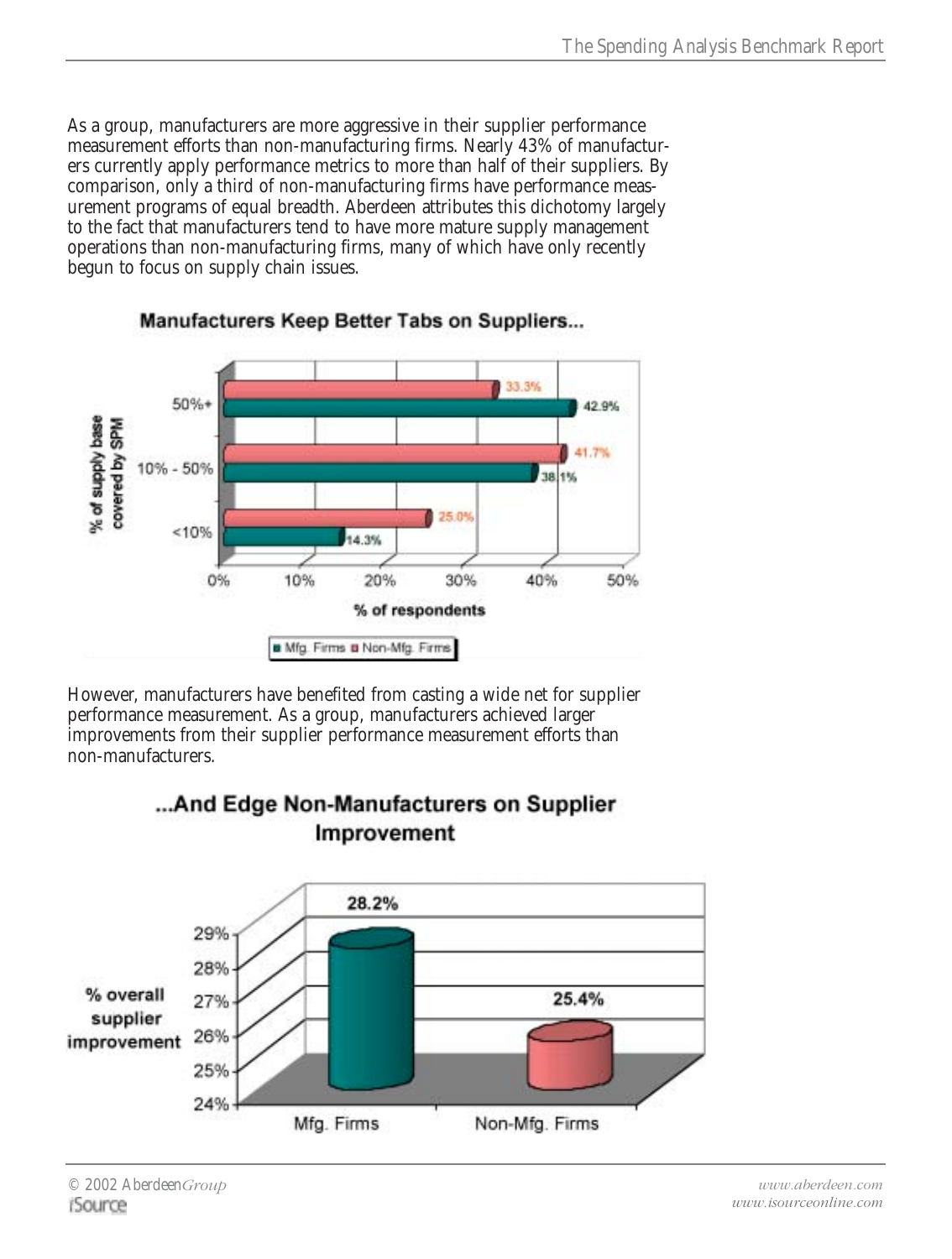As a group, manufacturers are more aggressive in their supplier performance measurement efforts than non-manufacturing firms. Nearly 43% of manufacturers currently apply performance metrics to more than half of their suppliers. By comparison, only a third of non-manufacturing firms have performance measurement programs of equal breadth. Aberdeen attributes this dichotomy largely to the fact that manufacturers tend to have more mature supply management operations than non-manufacturing firms, many of which have only recently begun to focus on supply chain issues.

**Manufacturers Keep Better Tabs on Suppliers...**

| % of supply base covered by SPM | Mfg. Firms | Non-Mfg. Firms |
|---|---|---|
| 50%+ | 42.9% | 33.3% |
| 10% - 50% | 38.1% | 41.7% |
| <10% | 14.3% | 25.0% |

However, manufacturers have benefited from casting a wide net for supplier performance measurement. As a group, manufacturers achieved larger improvements from their supplier performance measurement efforts than non-manufacturers.

**...And Edge Non-Manufacturers on Supplier Improvement**

| | Mfg. Firms | Non-Mfg. Firms |
|---|---|---|
| % overall supplier improvement | 28.2% | 25.4% |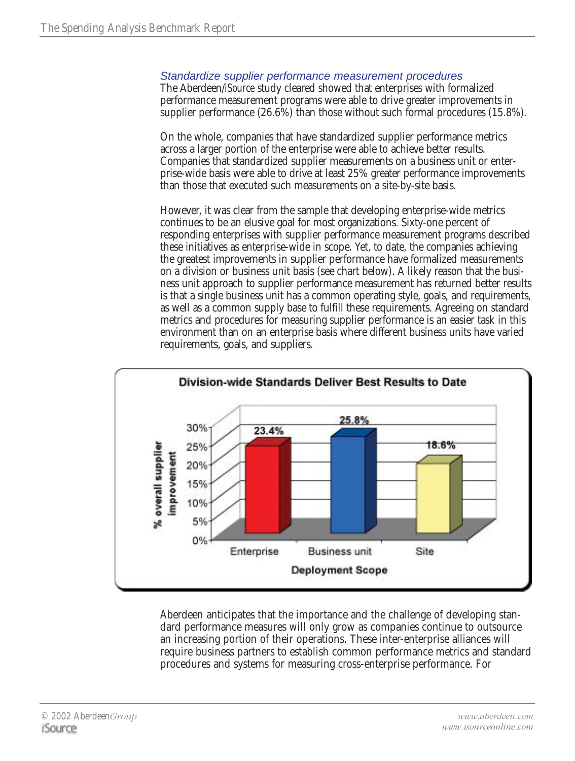### *Standardize supplier performance measurement procedures*

The Aberdeen/*iSource* study cleared showed that enterprises with formalized performance measurement programs were able to drive greater improvements in supplier performance (26.6%) than those without such formal procedures (15.8%).

On the whole, companies that have standardized supplier performance metrics across a larger portion of the enterprise were able to achieve better results. Companies that standardized supplier measurements on a business unit or enterprise-wide basis were able to drive at least 25% greater performance improvements than those that executed such measurements on a site-by-site basis.

However, it was clear from the sample that developing enterprise-wide metrics continues to be an elusive goal for most organizations. Sixty-one percent of responding enterprises with supplier performance measurement programs described these initiatives as enterprise-wide in scope. Yet, to date, the companies achieving the greatest improvements in supplier performance have formalized measurements on a division or business unit basis (see chart below). A likely reason that the business unit approach to supplier performance measurement has returned better results is that a single business unit has a common operating style, goals, and requirements, as well as a common supply base to fulfill these requirements. Agreeing on standard metrics and procedures for measuring supplier performance is an easier task in this environment than on an enterprise basis where different business units have varied requirements, goals, and suppliers.

**Division-wide Standards Deliver Best Results to Date**

| Deployment Scope | % overall supplier improvement |
|---|---|
| Enterprise | 23.4% |
| Business unit | 25.8% |
| Site | 18.6% |

Aberdeen anticipates that the importance and the challenge of developing standard performance measures will only grow as companies continue to outsource an increasing portion of their operations. These inter-enterprise alliances will require business partners to establish common performance metrics and standard procedures and systems for measuring cross-enterprise performance. For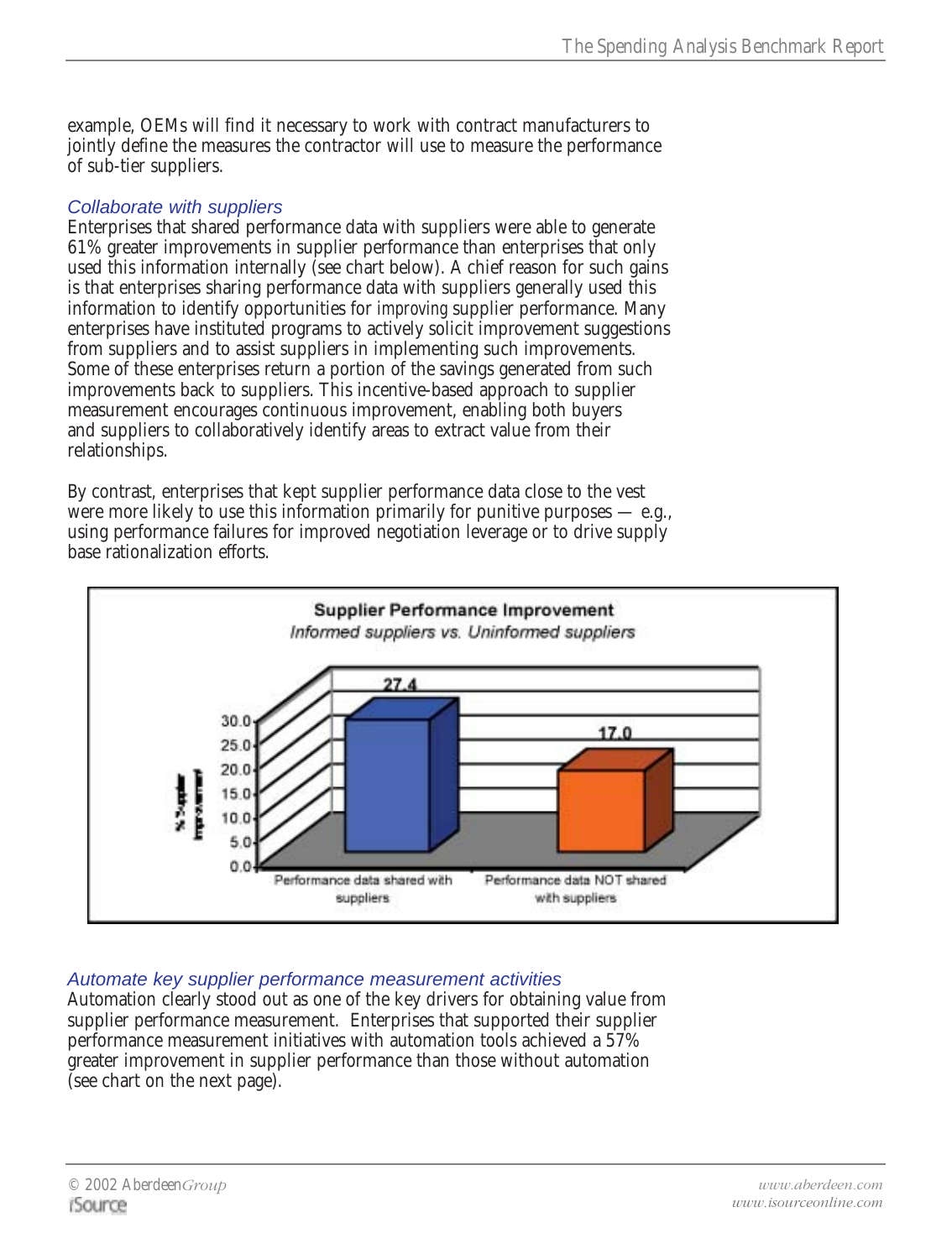example, OEMs will find it necessary to work with contract manufacturers to jointly define the measures the contractor will use to measure the performance of sub-tier suppliers.

### *Collaborate with suppliers*

Enterprises that shared performance data with suppliers were able to generate 61% greater improvements in supplier performance than enterprises that only used this information internally (see chart below). A chief reason for such gains is that enterprises sharing performance data with suppliers generally used this information to identify opportunities for *improving* supplier performance. Many enterprises have instituted programs to actively solicit improvement suggestions from suppliers and to assist suppliers in implementing such improvements. Some of these enterprises return a portion of the savings generated from such improvements back to suppliers. This incentive-based approach to supplier measurement encourages continuous improvement, enabling both buyers and suppliers to collaboratively identify areas to extract value from their relationships.

By contrast, enterprises that kept supplier performance data close to the vest were more likely to use this information primarily for punitive purposes — e.g., using performance failures for improved negotiation leverage or to drive supply base rationalization efforts.

**Supplier Performance Improvement**
*Informed suppliers vs. Uninformed suppliers*

| | % Supplier Improvement |
|---|---|
| Performance data shared with suppliers | 27.4 |
| Performance data NOT shared with suppliers | 17.0 |

### *Automate key supplier performance measurement activities*

Automation clearly stood out as one of the key drivers for obtaining value from supplier performance measurement. Enterprises that supported their supplier performance measurement initiatives with automation tools achieved a 57% greater improvement in supplier performance than those without automation (see chart on the next page).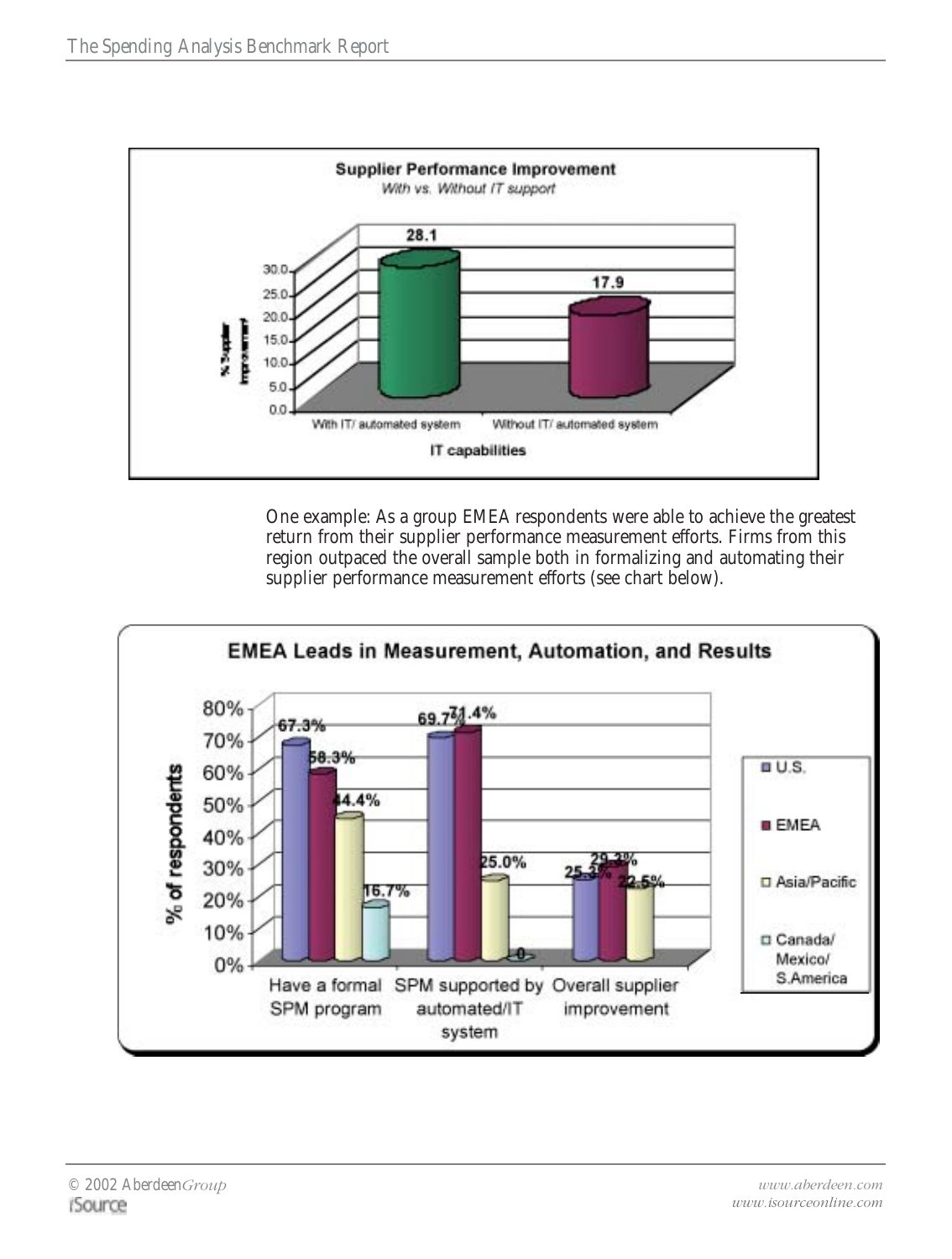**Supplier Performance Improvement**
*With vs. Without IT support*

| IT capabilities | % Supplier improvement |
|---|---|
| With IT/ automated system | 28.1 |
| Without IT/ automated system | 17.9 |

One example: As a group EMEA respondents were able to achieve the greatest return from their supplier performance measurement efforts. Firms from this region outpaced the overall sample both in formalizing and automating their supplier performance measurement efforts (see chart below).

**EMEA Leads in Measurement, Automation, and Results**

| % of respondents | U.S. | EMEA | Asia/Pacific | Canada/ Mexico/ S.America |
|---|---|---|---|---|
| Have a formal SPM program | 67.3% | 58.3% | 44.4% | 16.7% |
| SPM supported by automated/IT system | 69.7% | 71.4% | 25.0% | 0 |
| Overall supplier improvement | 25.3% | 29.3% | 22.5% | |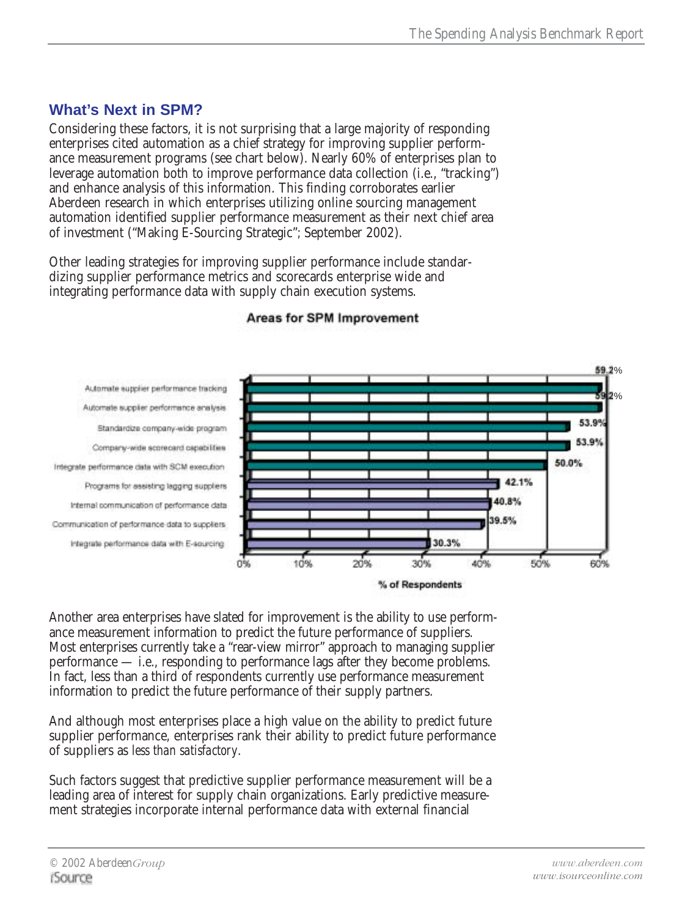## What's Next in SPM?

Considering these factors, it is not surprising that a large majority of responding enterprises cited automation as a chief strategy for improving supplier performance measurement programs (see chart below). Nearly 60% of enterprises plan to leverage automation both to improve performance data collection (i.e., "tracking") and enhance analysis of this information. This finding corroborates earlier Aberdeen research in which enterprises utilizing online sourcing management automation identified supplier performance measurement as their next chief area of investment ("Making E-Sourcing Strategic"; September 2002).

Other leading strategies for improving supplier performance include standardizing supplier performance metrics and scorecards enterprise wide and integrating performance data with supply chain execution systems.

**Areas for SPM Improvement**

| Area | % of Respondents |
| --- | --- |
| Automate supplier performance tracking | 59.2% |
| Automate supplier performance analysis | 59.2% |
| Standardize company-wide program | 53.9% |
| Company-wide scorecard capabilities | 53.9% |
| Integrate performance data with SCM execution | 50.0% |
| Programs for assisting lagging suppliers | 42.1% |
| Internal communication of performance data | 40.8% |
| Communication of performance data to suppliers | 39.5% |
| Integrate performance data with E-sourcing | 30.3% |

Another area enterprises have slated for improvement is the ability to use performance measurement information to predict the future performance of suppliers. Most enterprises currently take a "rear-view mirror" approach to managing supplier performance — i.e., responding to performance lags after they become problems. In fact, less than a third of respondents currently use performance measurement information to predict the future performance of their supply partners.

And although most enterprises place a high value on the ability to predict future supplier performance, enterprises rank their ability to predict future performance of suppliers as *less than satisfactory*.

Such factors suggest that predictive supplier performance measurement will be a leading area of interest for supply chain organizations. Early predictive measurement strategies incorporate internal performance data with external financial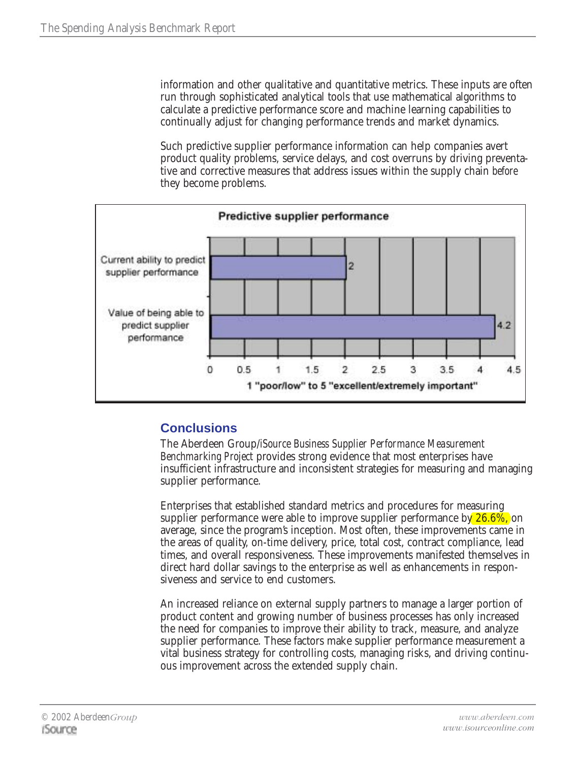information and other qualitative and quantitative metrics. These inputs are often run through sophisticated analytical tools that use mathematical algorithms to calculate a predictive performance score and machine learning capabilities to continually adjust for changing performance trends and market dynamics.

Such predictive supplier performance information can help companies avert product quality problems, service delays, and cost overruns by driving preventative and corrective measures that address issues within the supply chain *before* they become problems.

**Predictive supplier performance**

| | 1 "poor/low" to 5 "excellent/extremely important" |
|---|---|
| Current ability to predict supplier performance | 2 |
| Value of being able to predict supplier performance | 4.2 |

## Conclusions

The Aberdeen Group/*iSource Business Supplier Performance Measurement Benchmarking Project* provides strong evidence that most enterprises have insufficient infrastructure and inconsistent strategies for measuring and managing supplier performance.

Enterprises that established standard metrics and procedures for measuring supplier performance were able to improve supplier performance by 26.6%, on average, since the program's inception. Most often, these improvements came in the areas of quality, on-time delivery, price, total cost, contract compliance, lead times, and overall responsiveness. These improvements manifested themselves in direct hard dollar savings to the enterprise as well as enhancements in responsiveness and service to end customers.

An increased reliance on external supply partners to manage a larger portion of product content and growing number of business processes has only increased the need for companies to improve their ability to track, measure, and analyze supplier performance. These factors make supplier performance measurement a vital business strategy for controlling costs, managing risks, and driving continuous improvement across the extended supply chain.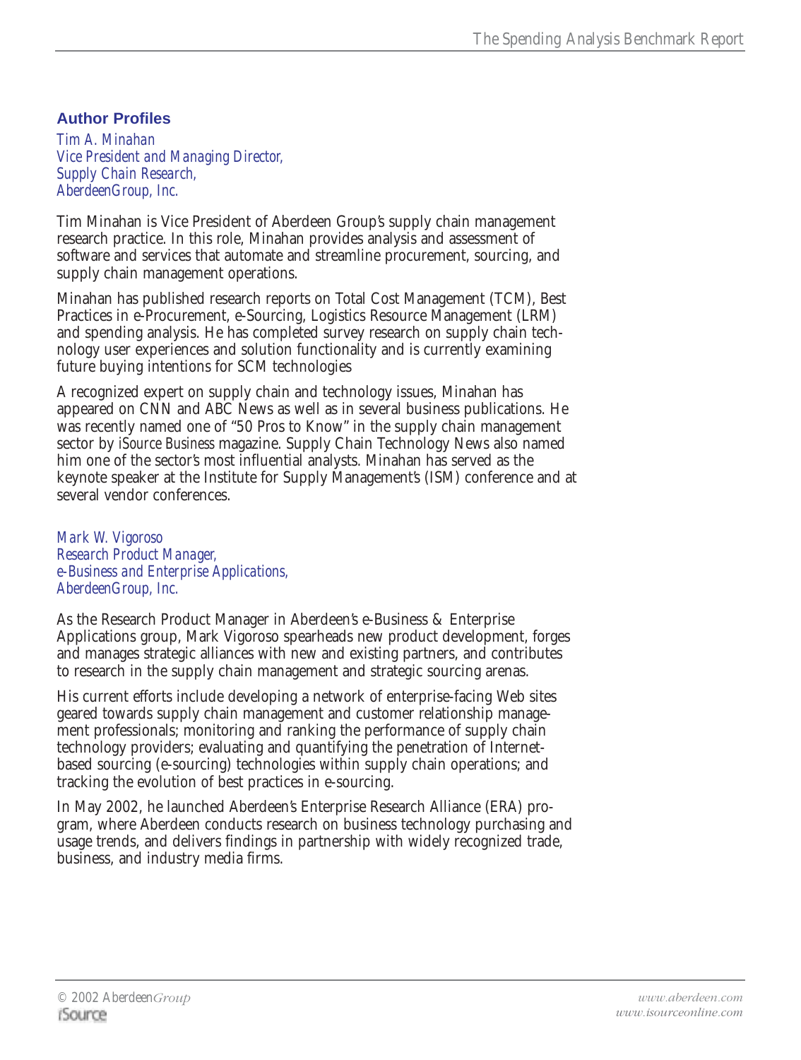## Author Profiles

*Tim A. Minahan*
*Vice President and Managing Director,*
*Supply Chain Research,*
*AberdeenGroup, Inc.*

Tim Minahan is Vice President of Aberdeen Group's supply chain management research practice. In this role, Minahan provides analysis and assessment of software and services that automate and streamline procurement, sourcing, and supply chain management operations.

Minahan has published research reports on Total Cost Management (TCM), Best Practices in e-Procurement, e-Sourcing, Logistics Resource Management (LRM) and spending analysis. He has completed survey research on supply chain technology user experiences and solution functionality and is currently examining future buying intentions for SCM technologies

A recognized expert on supply chain and technology issues, Minahan has appeared on CNN and ABC News as well as in several business publications. He was recently named one of "50 Pros to Know" in the supply chain management sector by *iSource Business* magazine. Supply Chain Technology News also named him one of the sector's most influential analysts. Minahan has served as the keynote speaker at the Institute for Supply Management's (ISM) conference and at several vendor conferences.

*Mark W. Vigoroso*
*Research Product Manager,*
*e-Business and Enterprise Applications,*
*AberdeenGroup, Inc.*

As the Research Product Manager in Aberdeen's e-Business & Enterprise Applications group, Mark Vigoroso spearheads new product development, forges and manages strategic alliances with new and existing partners, and contributes to research in the supply chain management and strategic sourcing arenas.

His current efforts include developing a network of enterprise-facing Web sites geared towards supply chain management and customer relationship management professionals; monitoring and ranking the performance of supply chain technology providers; evaluating and quantifying the penetration of Internet-based sourcing (e-sourcing) technologies within supply chain operations; and tracking the evolution of best practices in e-sourcing.

In May 2002, he launched Aberdeen's Enterprise Research Alliance (ERA) program, where Aberdeen conducts research on business technology purchasing and usage trends, and delivers findings in partnership with widely recognized trade, business, and industry media firms.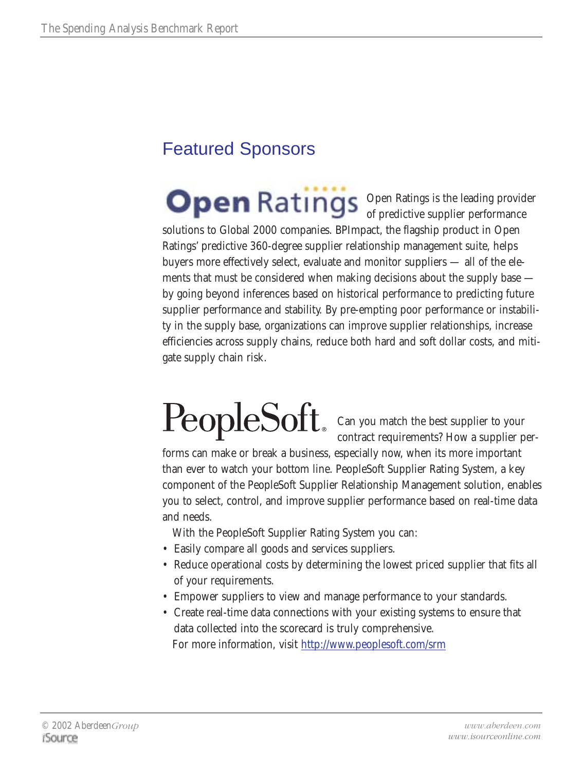## Featured Sponsors

**Open Ratings**

Open Ratings is the leading provider of predictive supplier performance solutions to Global 2000 companies. BPImpact, the flagship product in Open Ratings' predictive 360-degree supplier relationship management suite, helps buyers more effectively select, evaluate and monitor suppliers — all of the elements that must be considered when making decisions about the supply base — by going beyond inferences based on historical performance to predicting future supplier performance and stability. By pre-empting poor performance or instability in the supply base, organizations can improve supplier relationships, increase efficiencies across supply chains, reduce both hard and soft dollar costs, and mitigate supply chain risk.

**PeopleSoft**

Can you match the best supplier to your contract requirements? How a supplier performs can make or break a business, especially now, when its more important than ever to watch your bottom line. PeopleSoft Supplier Rating System, a key component of the PeopleSoft Supplier Relationship Management solution, enables you to select, control, and improve supplier performance based on real-time data and needs.

With the PeopleSoft Supplier Rating System you can:

- Easily compare all goods and services suppliers.
- Reduce operational costs by determining the lowest priced supplier that fits all of your requirements.
- Empower suppliers to view and manage performance to your standards.
- Create real-time data connections with your existing systems to ensure that data collected into the scorecard is truly comprehensive.

For more information, visit http://www.peoplesoft.com/srm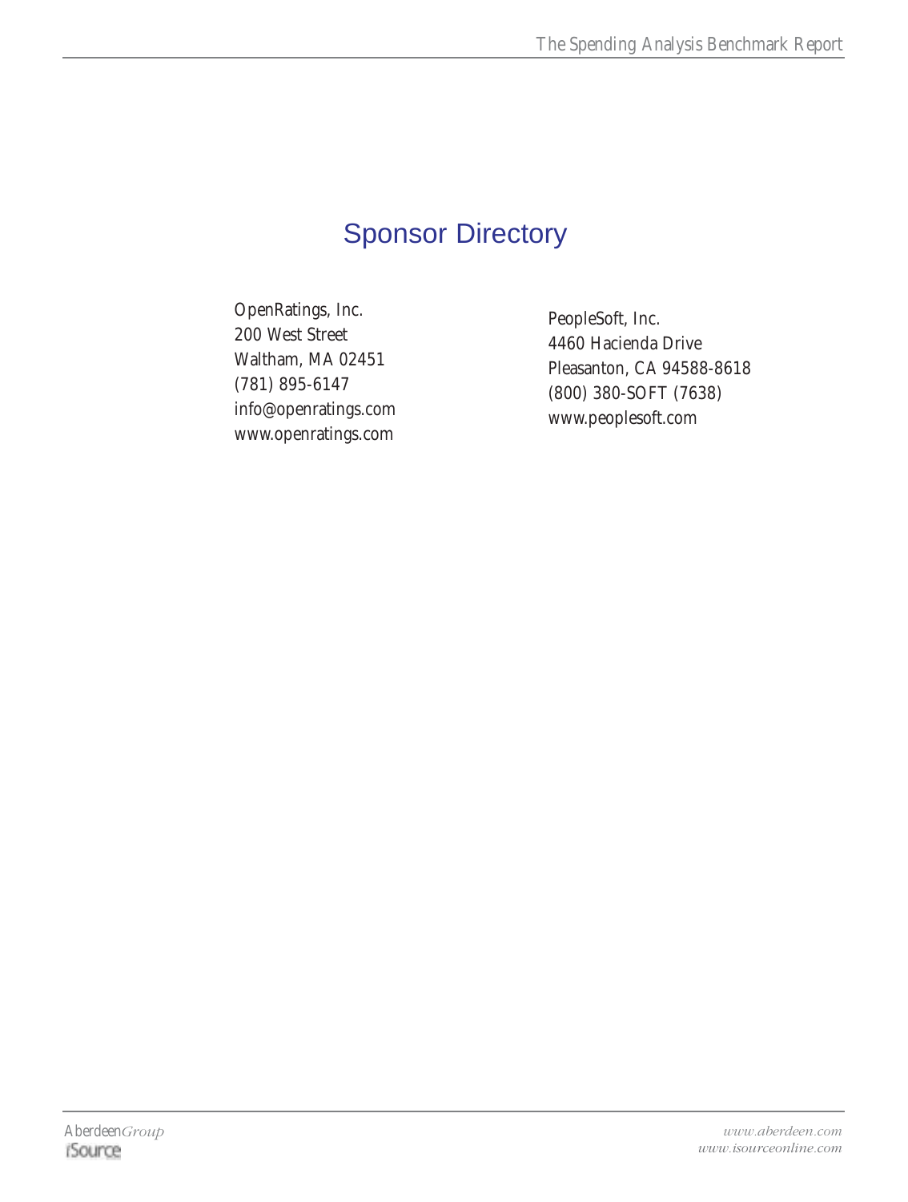# Sponsor Directory

OpenRatings, Inc.
200 West Street
Waltham, MA 02451
(781) 895-6147
info@openratings.com
www.openratings.com

PeopleSoft, Inc.
4460 Hacienda Drive
Pleasanton, CA 94588-8618
(800) 380-SOFT (7638)
www.peoplesoft.com